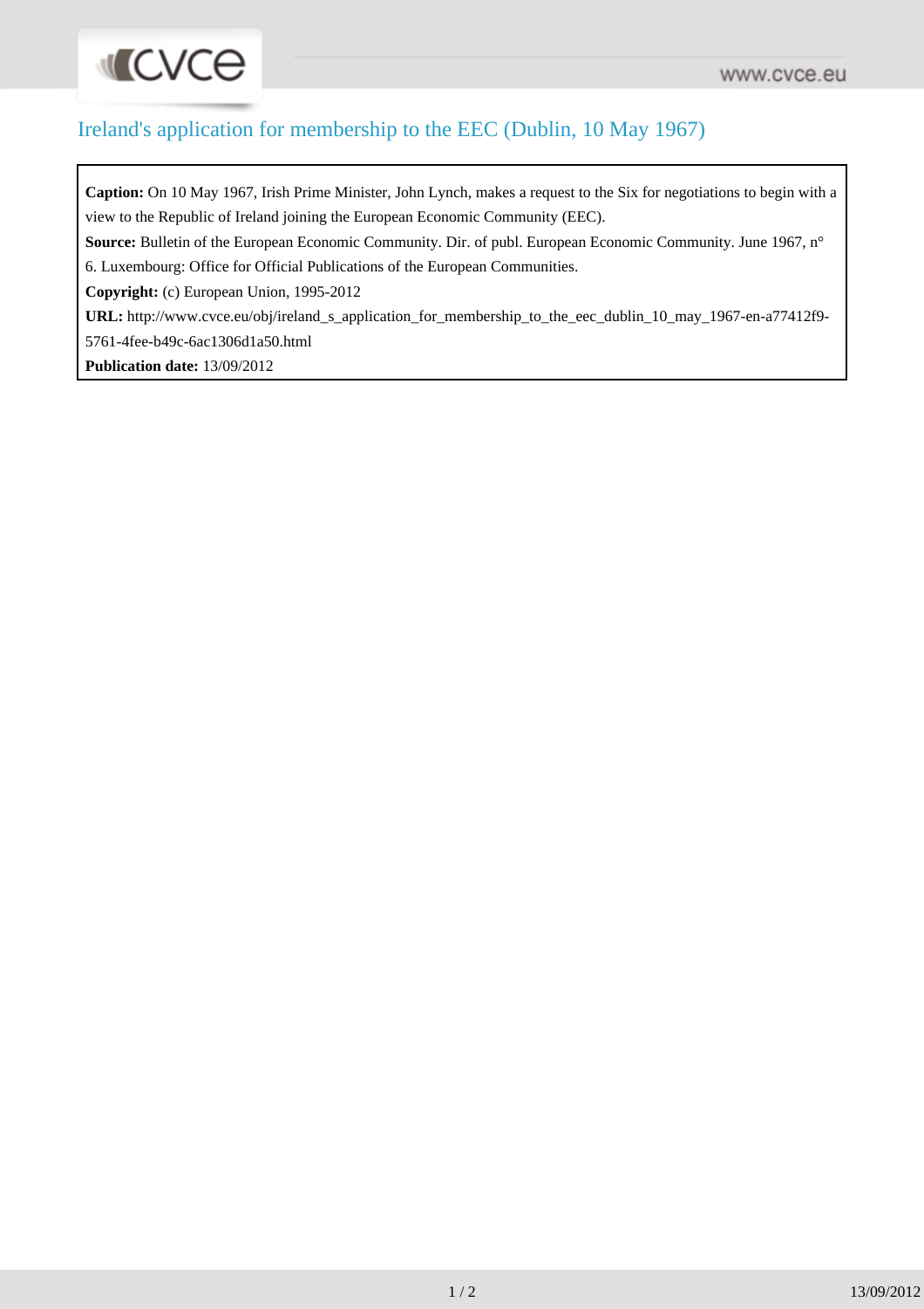# Ireland's application for membership to the EEC (Dublin, 10 May 1967)

**Caption:** On 10 May 1967, Irish Prime Minister, John Lynch, makes a request to the Six for negotiations to begin with a view to the Republic of Ireland joining the European Economic Community (EEC).

**Source:** Bulletin of the European Economic Community. Dir. of publ. European Economic Community. June 1967, n° 6. Luxembourg: Office for Official Publications of the European Communities.

**Copyright:** (c) European Union, 1995-2012

**URL:** http://www.cvce.eu/obj/ireland_s_application_for_membership_to_the_eec_dublin_10_may_1967-en-a77412f9-5761-4fee-b49c-6ac1306d1a50.html

**Publication date:** 13/09/2012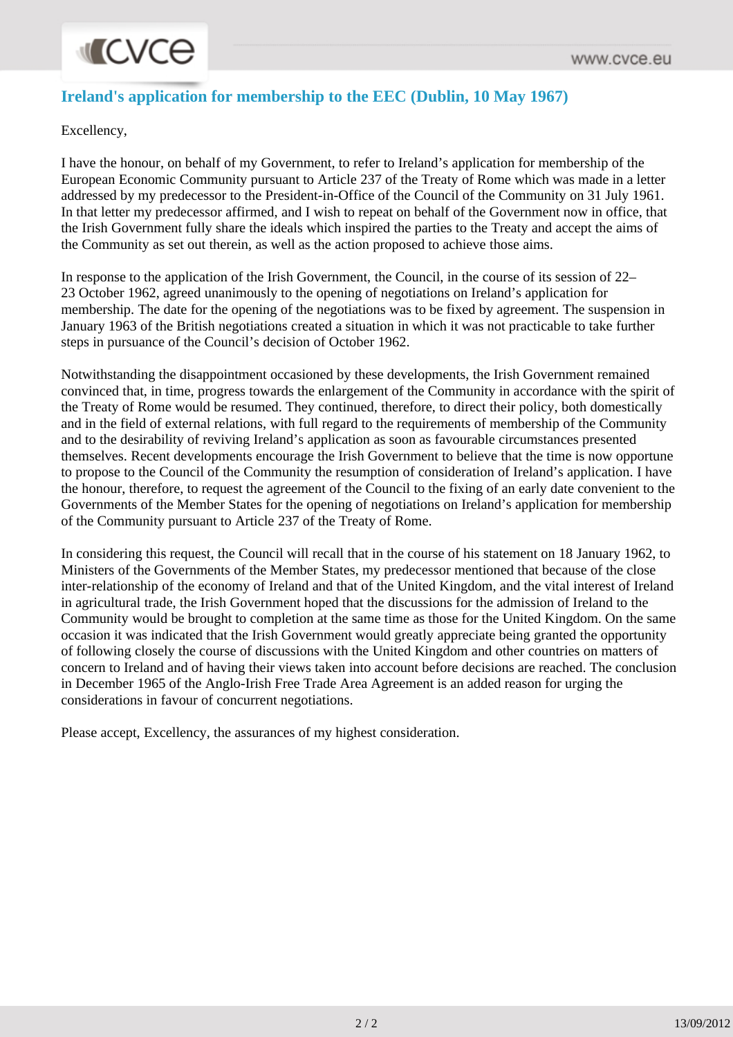# Ireland's application for membership to the EEC (Dublin, 10 May 1967)

Excellency,

I have the honour, on behalf of my Government, to refer to Ireland's application for membership of the European Economic Community pursuant to Article 237 of the Treaty of Rome which was made in a letter addressed by my predecessor to the President-in-Office of the Council of the Community on 31 July 1961. In that letter my predecessor affirmed, and I wish to repeat on behalf of the Government now in office, that the Irish Government fully share the ideals which inspired the parties to the Treaty and accept the aims of the Community as set out therein, as well as the action proposed to achieve those aims.

In response to the application of the Irish Government, the Council, in the course of its session of 22–23 October 1962, agreed unanimously to the opening of negotiations on Ireland's application for membership. The date for the opening of the negotiations was to be fixed by agreement. The suspension in January 1963 of the British negotiations created a situation in which it was not practicable to take further steps in pursuance of the Council's decision of October 1962.

Notwithstanding the disappointment occasioned by these developments, the Irish Government remained convinced that, in time, progress towards the enlargement of the Community in accordance with the spirit of the Treaty of Rome would be resumed. They continued, therefore, to direct their policy, both domestically and in the field of external relations, with full regard to the requirements of membership of the Community and to the desirability of reviving Ireland's application as soon as favourable circumstances presented themselves. Recent developments encourage the Irish Government to believe that the time is now opportune to propose to the Council of the Community the resumption of consideration of Ireland's application. I have the honour, therefore, to request the agreement of the Council to the fixing of an early date convenient to the Governments of the Member States for the opening of negotiations on Ireland's application for membership of the Community pursuant to Article 237 of the Treaty of Rome.

In considering this request, the Council will recall that in the course of his statement on 18 January 1962, to Ministers of the Governments of the Member States, my predecessor mentioned that because of the close inter-relationship of the economy of Ireland and that of the United Kingdom, and the vital interest of Ireland in agricultural trade, the Irish Government hoped that the discussions for the admission of Ireland to the Community would be brought to completion at the same time as those for the United Kingdom. On the same occasion it was indicated that the Irish Government would greatly appreciate being granted the opportunity of following closely the course of discussions with the United Kingdom and other countries on matters of concern to Ireland and of having their views taken into account before decisions are reached. The conclusion in December 1965 of the Anglo-Irish Free Trade Area Agreement is an added reason for urging the considerations in favour of concurrent negotiations.

Please accept, Excellency, the assurances of my highest consideration.